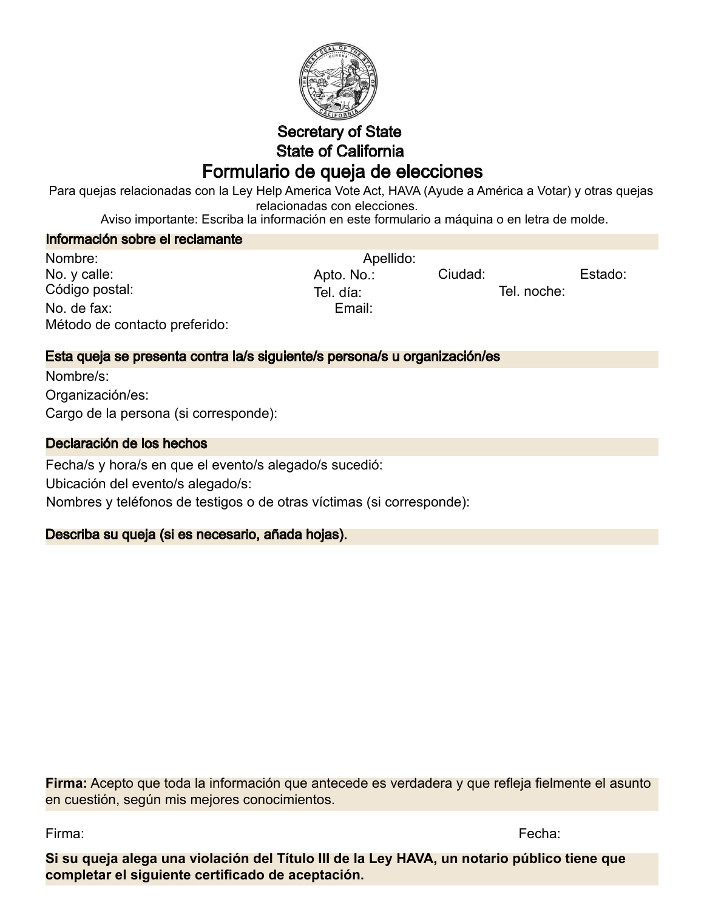# Secretary of State
# State of California

## Formulario de queja de elecciones

Para quejas relacionadas con la Ley Help America Vote Act, HAVA (Ayude a América a Votar) y otras quejas relacionadas con elecciones.

Aviso importante: Escriba la información en este formulario a máquina o en letra de molde.

### Información sobre el reclamante

Nombre: Apellido:

No. y calle: Apto. No.: Ciudad: Estado:

Código postal: Tel. día: Tel. noche:

No. de fax: Email:

Método de contacto preferido:

### Esta queja se presenta contra la/s siguiente/s persona/s u organización/es

Nombre/s:

Organización/es:

Cargo de la persona (si corresponde):

### Declaración de los hechos

Fecha/s y hora/s en que el evento/s alegado/s sucedió:

Ubicación del evento/s alegado/s:

Nombres y teléfonos de testigos o de otras víctimas (si corresponde):

### Describa su queja (si es necesario, añada hojas).

**Firma:** Acepto que toda la información que antecede es verdadera y que refleja fielmente el asunto en cuestión, según mis mejores conocimientos.

Firma: Fecha:

**Si su queja alega una violación del Título III de la Ley HAVA, un notario público tiene que completar el siguiente certificado de aceptación.**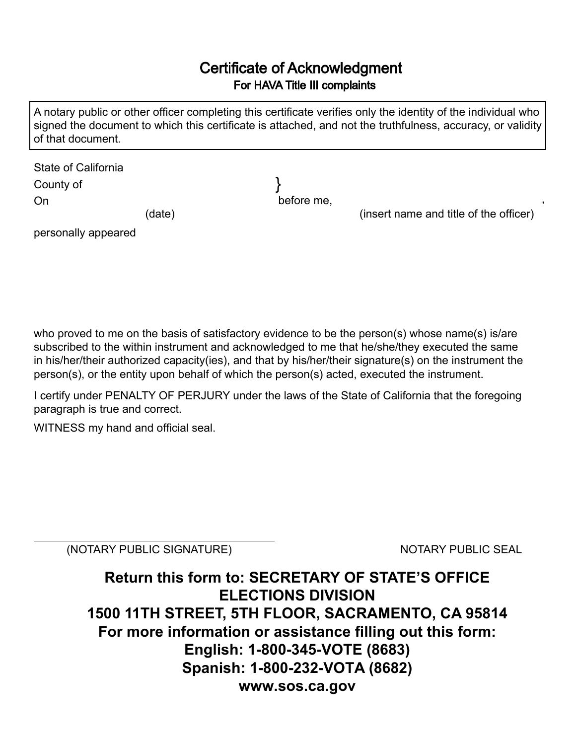# Certificate of Acknowledgment

## For HAVA Title III complaints

A notary public or other officer completing this certificate verifies only the identity of the individual who signed the document to which this certificate is attached, and not the truthfulness, accuracy, or validity of that document.

State of California
County of }

On (date) before me, (insert name and title of the officer),

personally appeared

who proved to me on the basis of satisfactory evidence to be the person(s) whose name(s) is/are subscribed to the within instrument and acknowledged to me that he/she/they executed the same in his/her/their authorized capacity(ies), and that by his/her/their signature(s) on the instrument the person(s), or the entity upon behalf of which the person(s) acted, executed the instrument.

I certify under PENALTY OF PERJURY under the laws of the State of California that the foregoing paragraph is true and correct.

WITNESS my hand and official seal.

(NOTARY PUBLIC SIGNATURE) NOTARY PUBLIC SEAL

**Return this form to: SECRETARY OF STATE'S OFFICE**
**ELECTIONS DIVISION**
**1500 11TH STREET, 5TH FLOOR, SACRAMENTO, CA 95814**
**For more information or assistance filling out this form:**
**English: 1-800-345-VOTE (8683)**
**Spanish: 1-800-232-VOTA (8682)**
**www.sos.ca.gov**